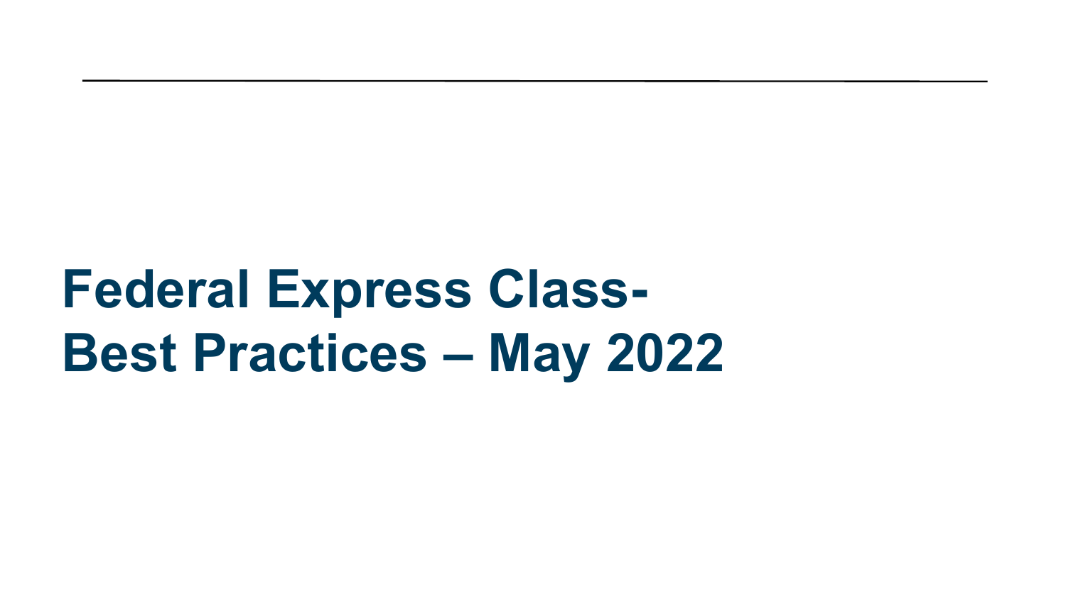# Federal Express Class- Best Practices – May 2022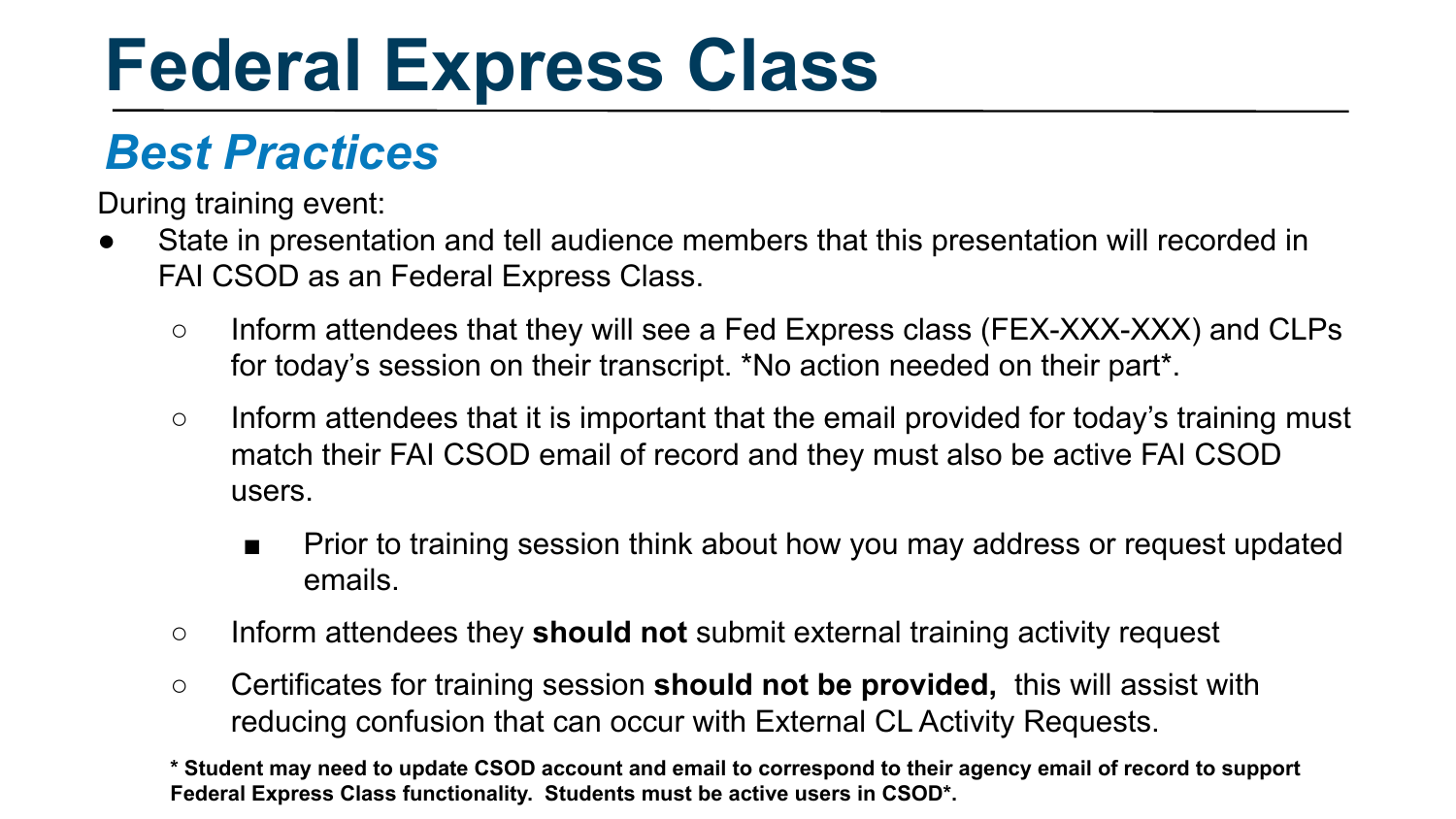# Federal Express Class

## *Best Practices*

During training event:

- State in presentation and tell audience members that this presentation will recorded in FAI CSOD as an Federal Express Class.
    - Inform attendees that they will see a Fed Express class (FEX-XXX-XXX) and CLPs for today's session on their transcript. *No action needed on their part*.
    - Inform attendees that it is important that the email provided for today's training must match their FAI CSOD email of record and they must also be active FAI CSOD users.
        - Prior to training session think about how you may address or request updated emails.
    - Inform attendees they **should not** submit external training activity request
    - Certificates for training session **should not be provided,** this will assist with reducing confusion that can occur with External CL Activity Requests.

**\* Student may need to update CSOD account and email to correspond to their agency email of record to support Federal Express Class functionality. Students must be active users in CSOD\*.**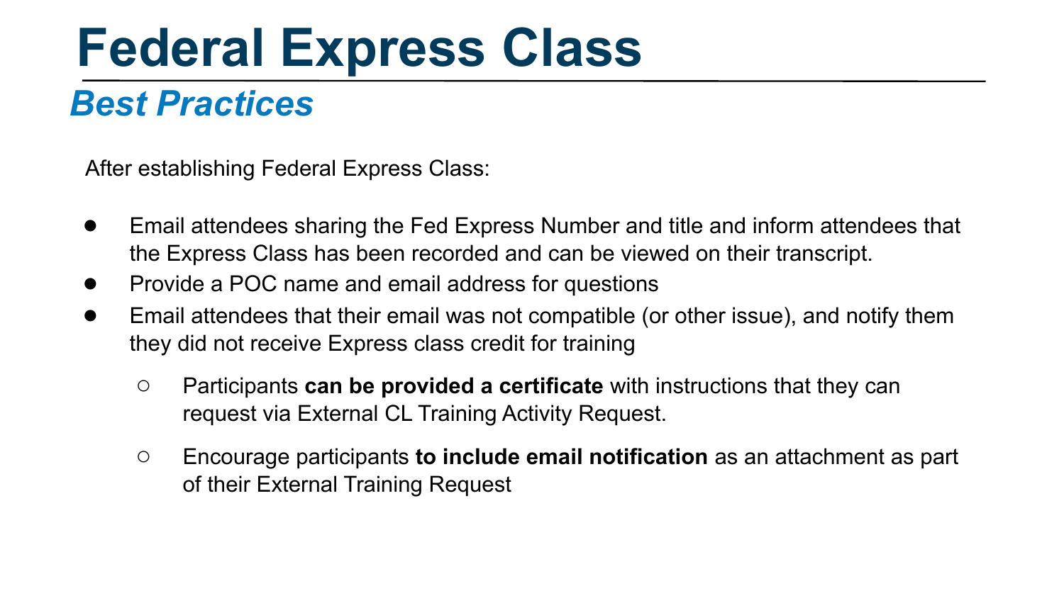# Federal Express Class

## *Best Practices*

After establishing Federal Express Class:

- Email attendees sharing the Fed Express Number and title and inform attendees that the Express Class has been recorded and can be viewed on their transcript.
- Provide a POC name and email address for questions
- Email attendees that their email was not compatible (or other issue), and notify them they did not receive Express class credit for training
  - Participants **can be provided a certificate** with instructions that they can request via External CL Training Activity Request.
  - Encourage participants **to include email notification** as an attachment as part of their External Training Request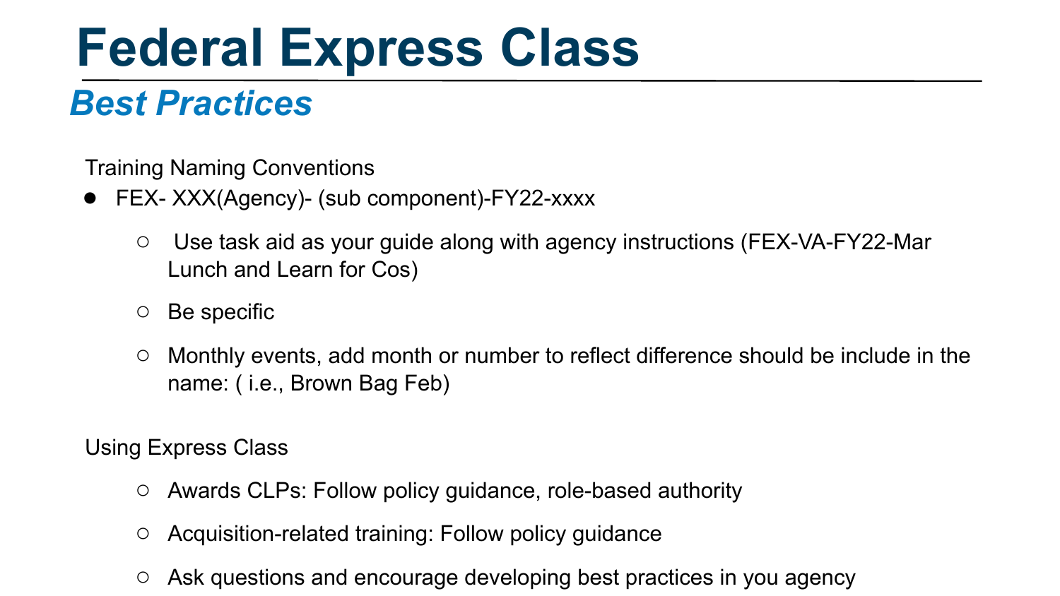# Federal Express Class

## *Best Practices*

Training Naming Conventions

- FEX- XXX(Agency)- (sub component)-FY22-xxxx
  - Use task aid as your guide along with agency instructions (FEX-VA-FY22-Mar Lunch and Learn for Cos)
  - Be specific
  - Monthly events, add month or number to reflect difference should be include in the name: ( i.e., Brown Bag Feb)

Using Express Class

- Awards CLPs: Follow policy guidance, role-based authority
- Acquisition-related training: Follow policy guidance
- Ask questions and encourage developing best practices in you agency